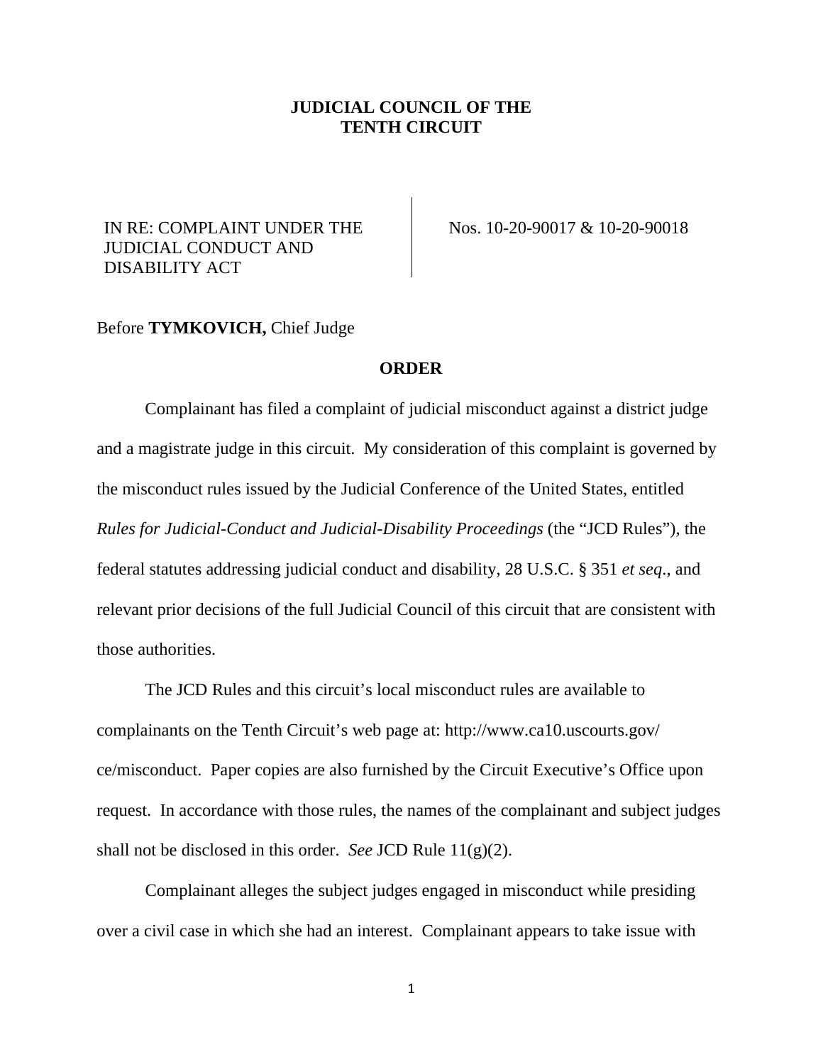**JUDICIAL COUNCIL OF THE TENTH CIRCUIT**

| IN RE: COMPLAINT UNDER THE JUDICIAL CONDUCT AND DISABILITY ACT | Nos. 10-20-90017 & 10-20-90018 |
|---|---|

Before **TYMKOVICH,** Chief Judge

**ORDER**

Complainant has filed a complaint of judicial misconduct against a district judge and a magistrate judge in this circuit. My consideration of this complaint is governed by the misconduct rules issued by the Judicial Conference of the United States, entitled *Rules for Judicial-Conduct and Judicial-Disability Proceedings* (the "JCD Rules"), the federal statutes addressing judicial conduct and disability, 28 U.S.C. § 351 *et seq*., and relevant prior decisions of the full Judicial Council of this circuit that are consistent with those authorities.

The JCD Rules and this circuit's local misconduct rules are available to complainants on the Tenth Circuit's web page at: http://www.ca10.uscourts.gov/ce/misconduct. Paper copies are also furnished by the Circuit Executive's Office upon request. In accordance with those rules, the names of the complainant and subject judges shall not be disclosed in this order. *See* JCD Rule 11(g)(2).

Complainant alleges the subject judges engaged in misconduct while presiding over a civil case in which she had an interest. Complainant appears to take issue with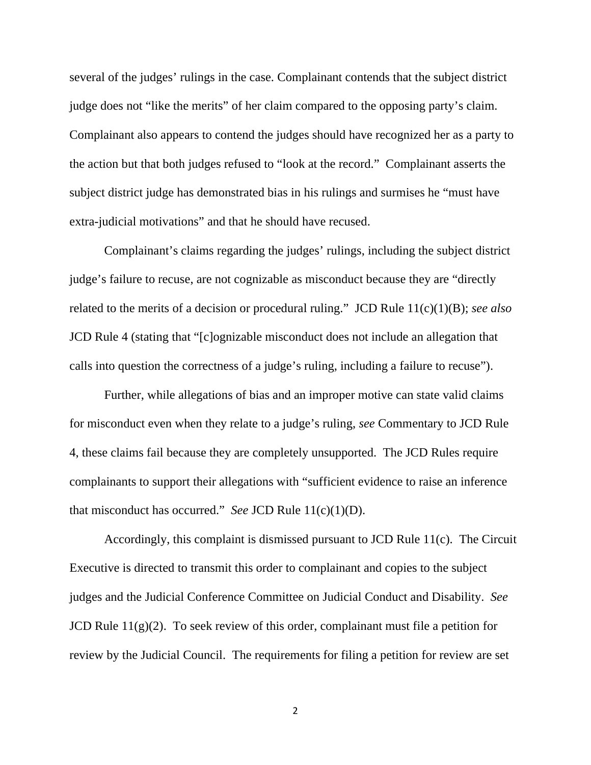several of the judges' rulings in the case. Complainant contends that the subject district judge does not "like the merits" of her claim compared to the opposing party's claim. Complainant also appears to contend the judges should have recognized her as a party to the action but that both judges refused to "look at the record." Complainant asserts the subject district judge has demonstrated bias in his rulings and surmises he "must have extra-judicial motivations" and that he should have recused.

Complainant's claims regarding the judges' rulings, including the subject district judge's failure to recuse, are not cognizable as misconduct because they are "directly related to the merits of a decision or procedural ruling." JCD Rule 11(c)(1)(B); *see also* JCD Rule 4 (stating that "[c]ognizable misconduct does not include an allegation that calls into question the correctness of a judge's ruling, including a failure to recuse").

Further, while allegations of bias and an improper motive can state valid claims for misconduct even when they relate to a judge's ruling, *see* Commentary to JCD Rule 4, these claims fail because they are completely unsupported. The JCD Rules require complainants to support their allegations with "sufficient evidence to raise an inference that misconduct has occurred." *See* JCD Rule 11(c)(1)(D).

Accordingly, this complaint is dismissed pursuant to JCD Rule 11(c). The Circuit Executive is directed to transmit this order to complainant and copies to the subject judges and the Judicial Conference Committee on Judicial Conduct and Disability. *See* JCD Rule 11(g)(2). To seek review of this order, complainant must file a petition for review by the Judicial Council. The requirements for filing a petition for review are set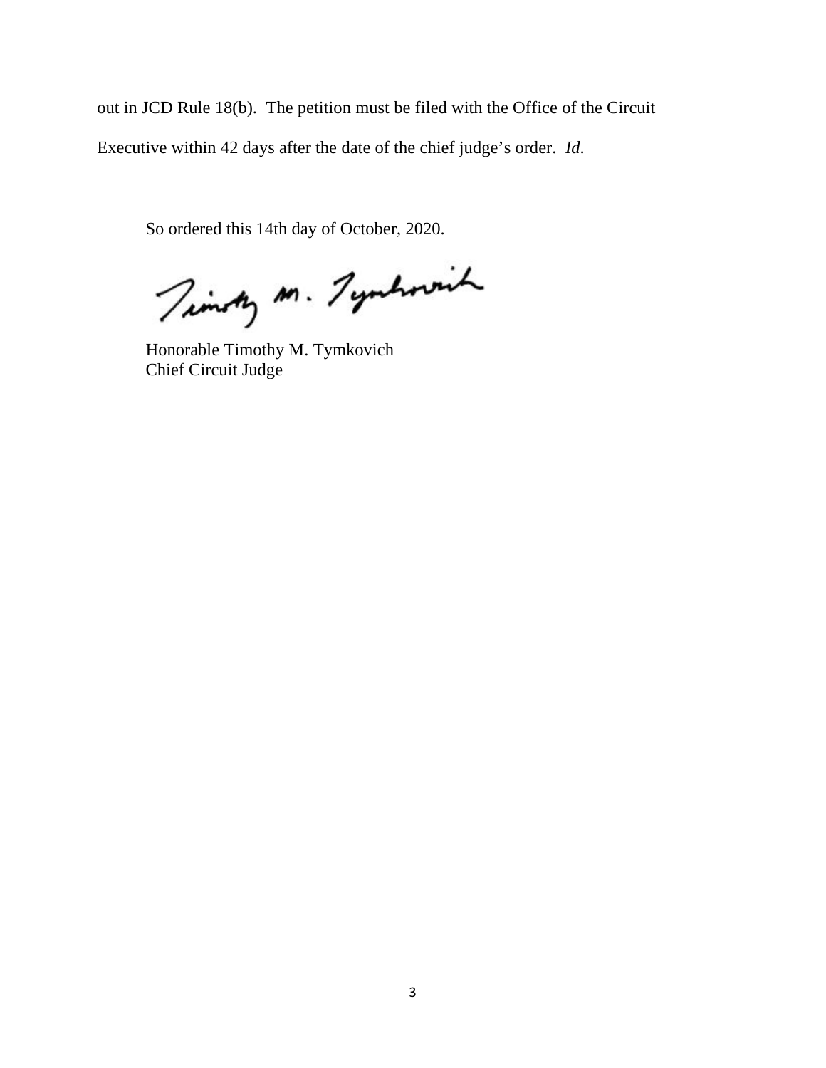out in JCD Rule 18(b). The petition must be filed with the Office of the Circuit Executive within 42 days after the date of the chief judge's order. *Id*.

So ordered this 14th day of October, 2020.

Honorable Timothy M. Tymkovich
Chief Circuit Judge